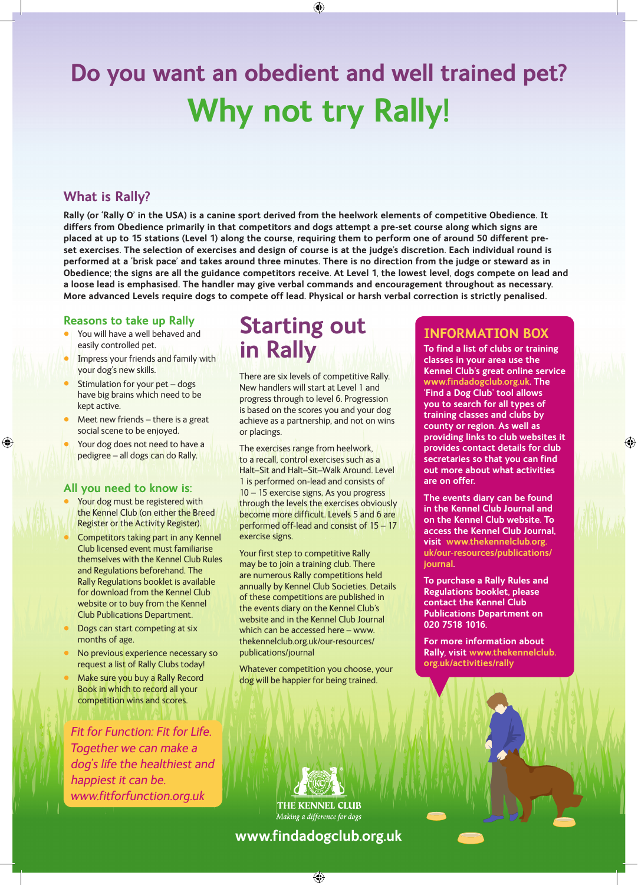# Do you want an obedient and well trained pet?

# Why not try Rally!

## What is Rally?

**Rally (or 'Rally O' in the USA) is a canine sport derived from the heelwork elements of competitive Obedience. It differs from Obedience primarily in that competitors and dogs attempt a pre-set course along which signs are placed at up to 15 stations (Level 1) along the course, requiring them to perform one of around 50 different pre-set exercises. The selection of exercises and design of course is at the judge's discretion. Each individual round is performed at a 'brisk pace' and takes around three minutes. There is no direction from the judge or steward as in Obedience; the signs are all the guidance competitors receive. At Level 1, the lowest level, dogs compete on lead and a loose lead is emphasised. The handler may give verbal commands and encouragement throughout as necessary. More advanced Levels require dogs to compete off lead. Physical or harsh verbal correction is strictly penalised.**

### Reasons to take up Rally

- You will have a well behaved and easily controlled pet.
- Impress your friends and family with your dog's new skills.
- Stimulation for your pet – dogs have big brains which need to be kept active.
- Meet new friends – there is a great social scene to be enjoyed.
- Your dog does not need to have a pedigree – all dogs can do Rally.

### All you need to know is:

- Your dog must be registered with the Kennel Club (on either the Breed Register or the Activity Register).
- Competitors taking part in any Kennel Club licensed event must familiarise themselves with the Kennel Club Rules and Regulations beforehand. The Rally Regulations booklet is available for download from the Kennel Club website or to buy from the Kennel Club Publications Department.
- Dogs can start competing at six months of age.
- No previous experience necessary so request a list of Rally Clubs today!
- Make sure you buy a Rally Record Book in which to record all your competition wins and scores.

*Fit for Function: Fit for Life. Together we can make a dog's life the healthiest and happiest it can be. www.fitforfunction.org.uk*

## Starting out in Rally

There are six levels of competitive Rally. New handlers will start at Level 1 and progress through to level 6. Progression is based on the scores you and your dog achieve as a partnership, and not on wins or placings.

The exercises range from heelwork, to a recall, control exercises such as a Halt–Sit and Halt–Sit–Walk Around. Level 1 is performed on-lead and consists of 10 – 15 exercise signs. As you progress through the levels the exercises obviously become more difficult. Levels 5 and 6 are performed off-lead and consist of 15 – 17 exercise signs.

Your first step to competitive Rally may be to join a training club. There are numerous Rally competitions held annually by Kennel Club Societies. Details of these competitions are published in the events diary on the Kennel Club's website and in the Kennel Club Journal which can be accessed here – www.thekennelclub.org.uk/our-resources/publications/journal

Whatever competition you choose, your dog will be happier for being trained.

## INFORMATION BOX

**To find a list of clubs or training classes in your area use the Kennel Club's great online service www.findadogclub.org.uk. The 'Find a Dog Club' tool allows you to search for all types of training classes and clubs by county or region. As well as providing links to club websites it provides contact details for club secretaries so that you can find out more about what activities are on offer.**

**The events diary can be found in the Kennel Club Journal and on the Kennel Club website. To access the Kennel Club Journal, visit www.thekennelclub.org.uk/our-resources/publications/journal.**

**To purchase a Rally Rules and Regulations booklet, please contact the Kennel Club Publications Department on 020 7518 1016.**

**For more information about Rally, visit www.thekennelclub.org.uk/activities/rally**

THE KENNEL CLUB
*Making a difference for dogs*

**www.findadogclub.org.uk**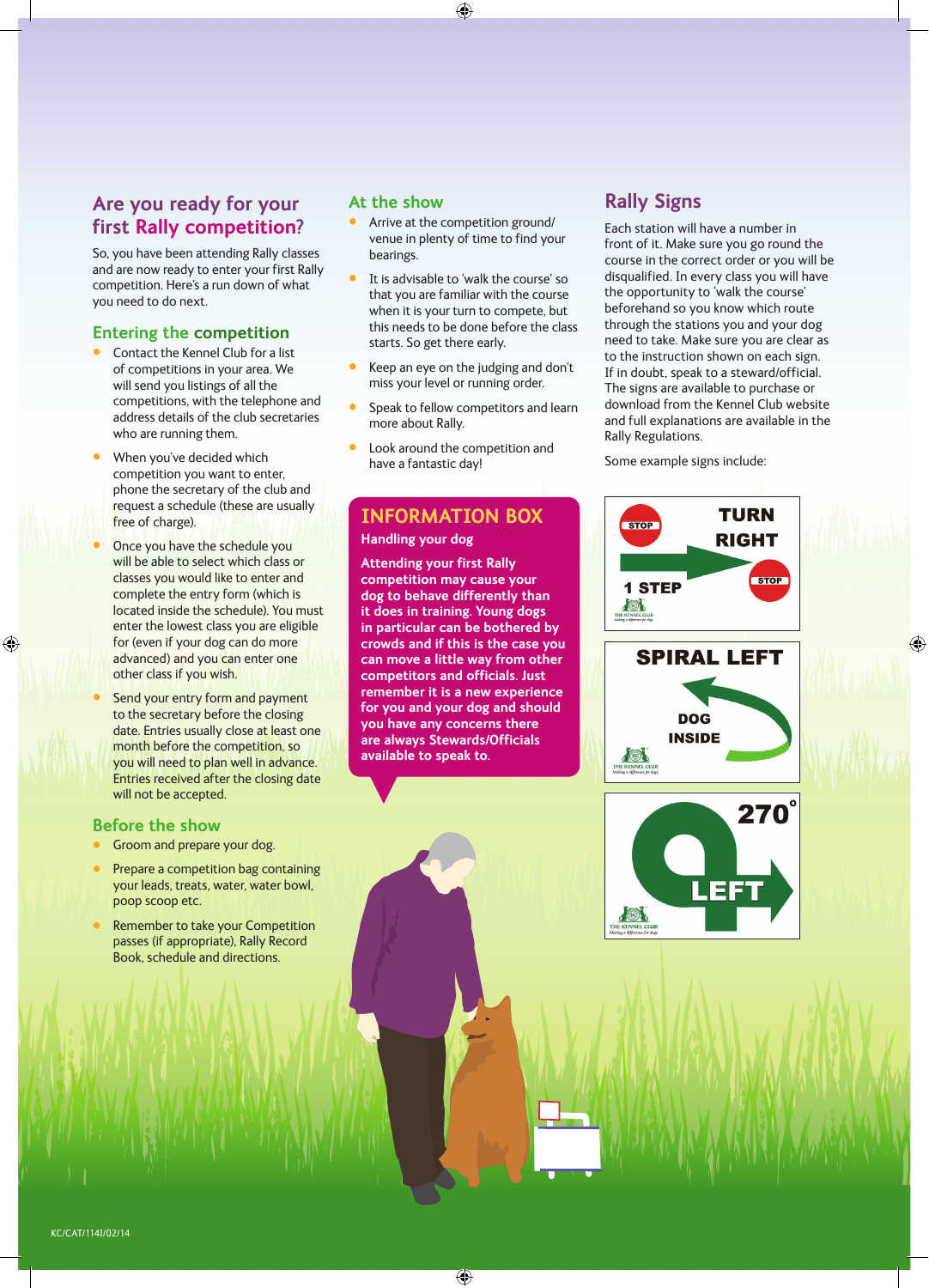## Are you ready for your first Rally competition?

So, you have been attending Rally classes and are now ready to enter your first Rally competition. Here's a run down of what you need to do next.

### Entering the competition

- Contact the Kennel Club for a list of competitions in your area. We will send you listings of all the competitions, with the telephone and address details of the club secretaries who are running them.
- When you've decided which competition you want to enter, phone the secretary of the club and request a schedule (these are usually free of charge).
- Once you have the schedule you will be able to select which class or classes you would like to enter and complete the entry form (which is located inside the schedule). You must enter the lowest class you are eligible for (even if your dog can do more advanced) and you can enter one other class if you wish.
- Send your entry form and payment to the secretary before the closing date. Entries usually close at least one month before the competition, so you will need to plan well in advance. Entries received after the closing date will not be accepted.

### Before the show

- Groom and prepare your dog.
- Prepare a competition bag containing your leads, treats, water, water bowl, poop scoop etc.
- Remember to take your Competition passes (if appropriate), Rally Record Book, schedule and directions.

### At the show

- Arrive at the competition ground/ venue in plenty of time to find your bearings.
- It is advisable to 'walk the course' so that you are familiar with the course when it is your turn to compete, but this needs to be done before the class starts. So get there early.
- Keep an eye on the judging and don't miss your level or running order.
- Speak to fellow competitors and learn more about Rally.
- Look around the competition and have a fantastic day!

### INFORMATION BOX

**Handling your dog**

**Attending your first Rally competition may cause your dog to behave differently than it does in training. Young dogs in particular can be bothered by crowds and if this is the case you can move a little way from other competitors and officials. Just remember it is a new experience for you and your dog and should you have any concerns there are always Stewards/Officials available to speak to.**

## Rally Signs

Each station will have a number in front of it. Make sure you go round the course in the correct order or you will be disqualified. In every class you will have the opportunity to 'walk the course' beforehand so you know which route through the stations you and your dog need to take. Make sure you are clear as to the instruction shown on each sign. If in doubt, speak to a steward/official. The signs are available to purchase or download from the Kennel Club website and full explanations are available in the Rally Regulations.

Some example signs include:

STOP
TURN RIGHT
1 STEP
STOP

SPIRAL LEFT
DOG INSIDE

270°
LEFT

KC/CAT/1141/02/14